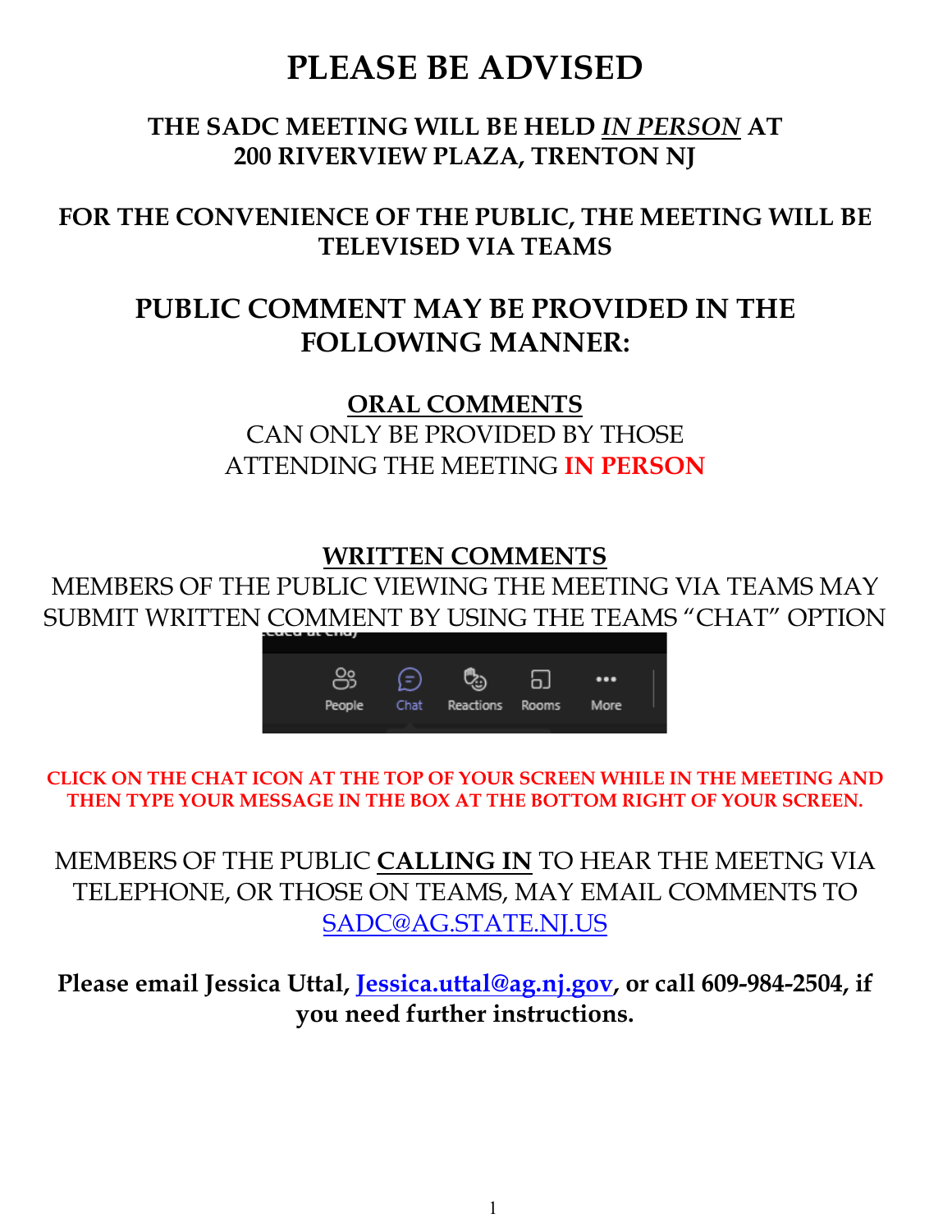# PLEASE BE ADVISED

## THE SADC MEETING WILL BE HELD *IN PERSON* AT 200 RIVERVIEW PLAZA, TRENTON NJ

## FOR THE CONVENIENCE OF THE PUBLIC, THE MEETING WILL BE TELEVISED VIA TEAMS

## PUBLIC COMMENT MAY BE PROVIDED IN THE FOLLOWING MANNER:

### ORAL COMMENTS

CAN ONLY BE PROVIDED BY THOSE ATTENDING THE MEETING **IN PERSON**

### WRITTEN COMMENTS

MEMBERS OF THE PUBLIC VIEWING THE MEETING VIA TEAMS MAY SUBMIT WRITTEN COMMENT BY USING THE TEAMS "CHAT" OPTION

People Chat Reactions Rooms More

**CLICK ON THE CHAT ICON AT THE TOP OF YOUR SCREEN WHILE IN THE MEETING AND THEN TYPE YOUR MESSAGE IN THE BOX AT THE BOTTOM RIGHT OF YOUR SCREEN.**

MEMBERS OF THE PUBLIC **CALLING IN** TO HEAR THE MEETNG VIA TELEPHONE, OR THOSE ON TEAMS, MAY EMAIL COMMENTS TO SADC@AG.STATE.NJ.US

**Please email Jessica Uttal, Jessica.uttal@ag.nj.gov, or call 609-984-2504, if you need further instructions.**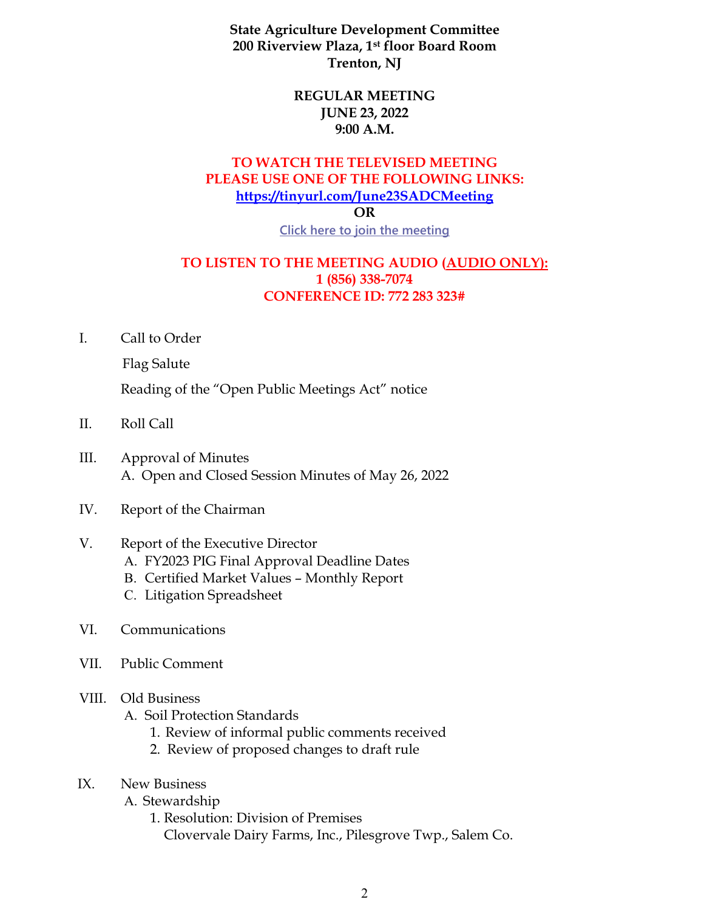**State Agriculture Development Committee**
**200 Riverview Plaza, 1st floor Board Room**
**Trenton, NJ**

**REGULAR MEETING**
**JUNE 23, 2022**
**9:00 A.M.**

**TO WATCH THE TELEVISED MEETING PLEASE USE ONE OF THE FOLLOWING LINKS:**
**https://tinyurl.com/June23SADCMeeting**
**OR**
Click here to join the meeting

**TO LISTEN TO THE MEETING AUDIO (AUDIO ONLY):**
**1 (856) 338-7074**
**CONFERENCE ID: 772 283 323#**

I. Call to Order

Flag Salute

Reading of the "Open Public Meetings Act" notice

II. Roll Call

III. Approval of Minutes
   A. Open and Closed Session Minutes of May 26, 2022

IV. Report of the Chairman

V. Report of the Executive Director
   A. FY2023 PIG Final Approval Deadline Dates
   B. Certified Market Values – Monthly Report
   C. Litigation Spreadsheet

VI. Communications

VII. Public Comment

VIII. Old Business
   A. Soil Protection Standards
      1. Review of informal public comments received
      2. Review of proposed changes to draft rule

IX. New Business
   A. Stewardship
      1. Resolution: Division of Premises
         Clovervale Dairy Farms, Inc., Pilesgrove Twp., Salem Co.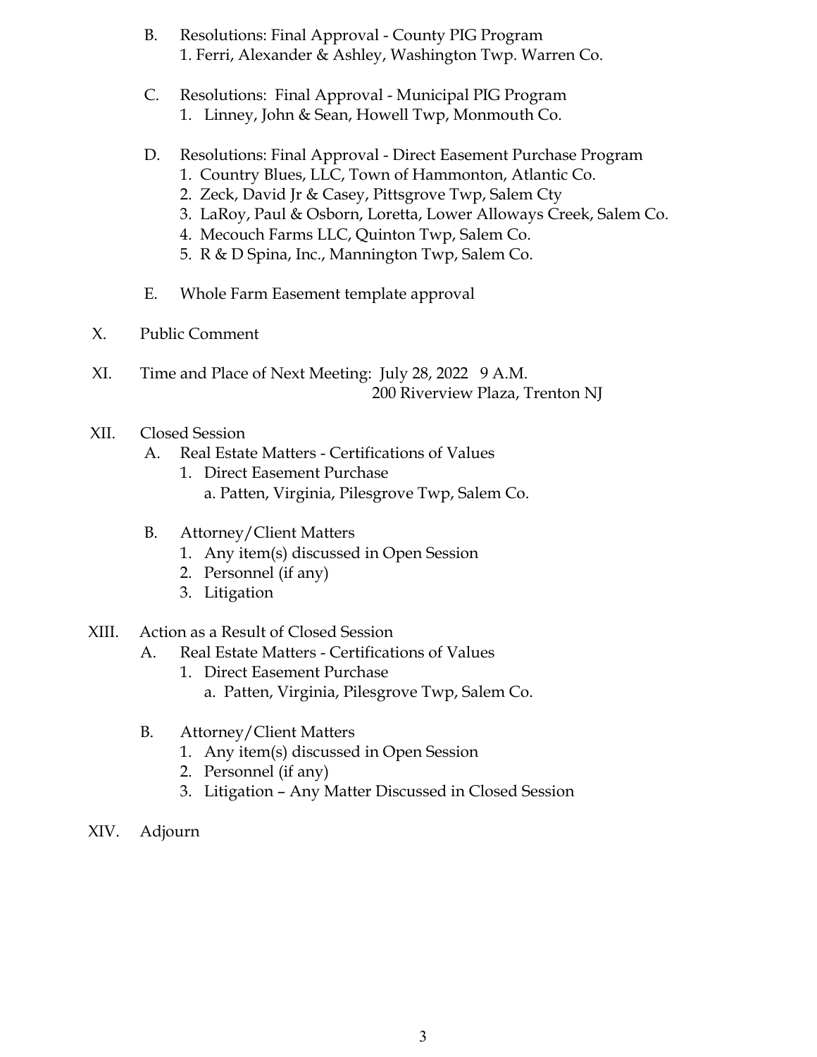B. Resolutions: Final Approval - County PIG Program
   1. Ferri, Alexander & Ashley, Washington Twp. Warren Co.

C. Resolutions: Final Approval - Municipal PIG Program
   1. Linney, John & Sean, Howell Twp, Monmouth Co.

D. Resolutions: Final Approval - Direct Easement Purchase Program
   1. Country Blues, LLC, Town of Hammonton, Atlantic Co.
   2. Zeck, David Jr & Casey, Pittsgrove Twp, Salem Cty
   3. LaRoy, Paul & Osborn, Loretta, Lower Alloways Creek, Salem Co.
   4. Mecouch Farms LLC, Quinton Twp, Salem Co.
   5. R & D Spina, Inc., Mannington Twp, Salem Co.

E. Whole Farm Easement template approval

X. Public Comment

XI. Time and Place of Next Meeting: July 28, 2022 9 A.M.
    200 Riverview Plaza, Trenton NJ

XII. Closed Session
   A. Real Estate Matters - Certifications of Values
      1. Direct Easement Purchase
         a. Patten, Virginia, Pilesgrove Twp, Salem Co.

   B. Attorney/Client Matters
      1. Any item(s) discussed in Open Session
      2. Personnel (if any)
      3. Litigation

XIII. Action as a Result of Closed Session
   A. Real Estate Matters - Certifications of Values
      1. Direct Easement Purchase
         a. Patten, Virginia, Pilesgrove Twp, Salem Co.

   B. Attorney/Client Matters
      1. Any item(s) discussed in Open Session
      2. Personnel (if any)
      3. Litigation – Any Matter Discussed in Closed Session

XIV. Adjourn